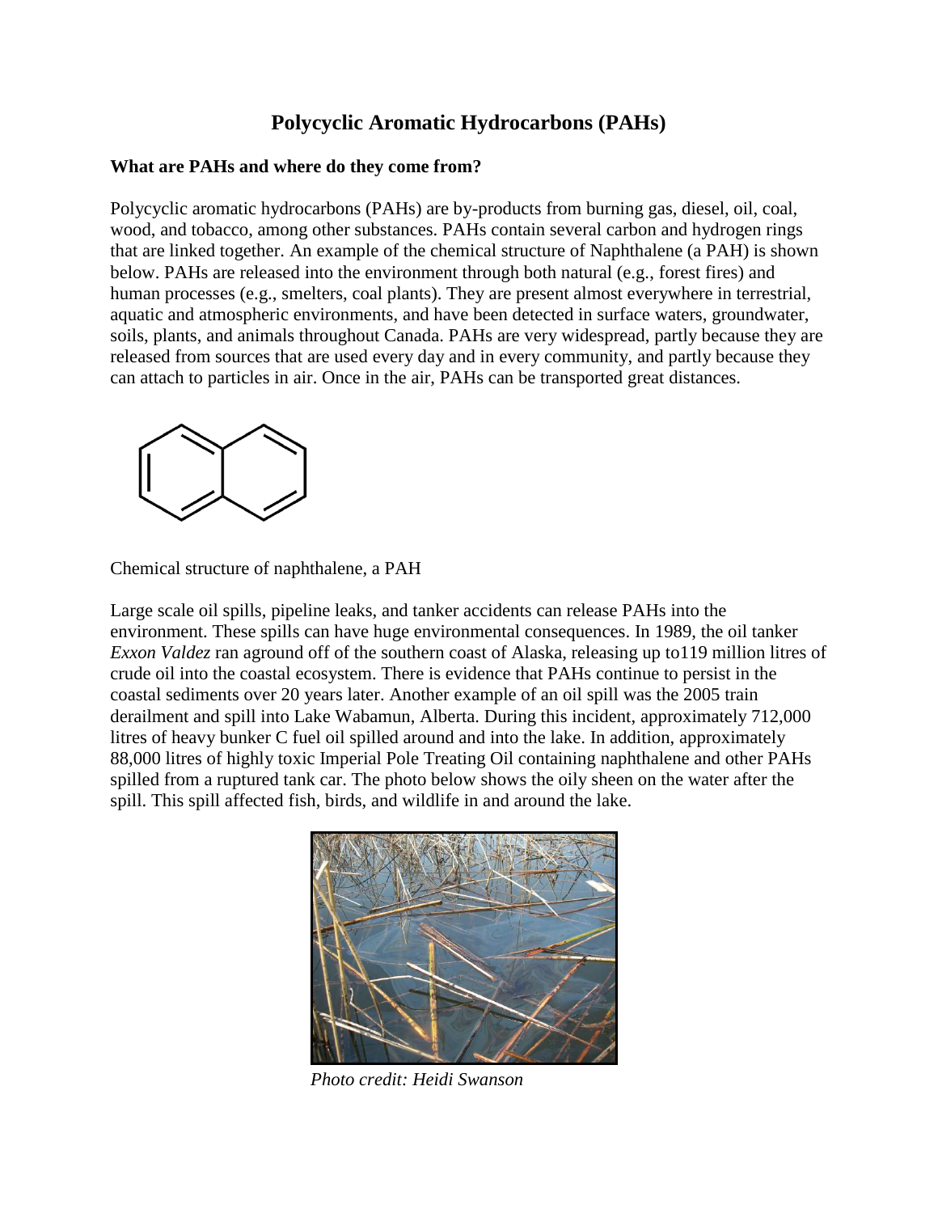# Polycyclic Aromatic Hydrocarbons (PAHs)

**What are PAHs and where do they come from?**

Polycyclic aromatic hydrocarbons (PAHs) are by-products from burning gas, diesel, oil, coal, wood, and tobacco, among other substances. PAHs contain several carbon and hydrogen rings that are linked together. An example of the chemical structure of Naphthalene (a PAH) is shown below. PAHs are released into the environment through both natural (e.g., forest fires) and human processes (e.g., smelters, coal plants). They are present almost everywhere in terrestrial, aquatic and atmospheric environments, and have been detected in surface waters, groundwater, soils, plants, and animals throughout Canada. PAHs are very widespread, partly because they are released from sources that are used every day and in every community, and partly because they can attach to particles in air. Once in the air, PAHs can be transported great distances.

Chemical structure of naphthalene, a PAH

Large scale oil spills, pipeline leaks, and tanker accidents can release PAHs into the environment. These spills can have huge environmental consequences. In 1989, the oil tanker *Exxon Valdez* ran aground off of the southern coast of Alaska, releasing up to119 million litres of crude oil into the coastal ecosystem. There is evidence that PAHs continue to persist in the coastal sediments over 20 years later. Another example of an oil spill was the 2005 train derailment and spill into Lake Wabamun, Alberta. During this incident, approximately 712,000 litres of heavy bunker C fuel oil spilled around and into the lake. In addition, approximately 88,000 litres of highly toxic Imperial Pole Treating Oil containing naphthalene and other PAHs spilled from a ruptured tank car. The photo below shows the oily sheen on the water after the spill. This spill affected fish, birds, and wildlife in and around the lake.

*Photo credit: Heidi Swanson*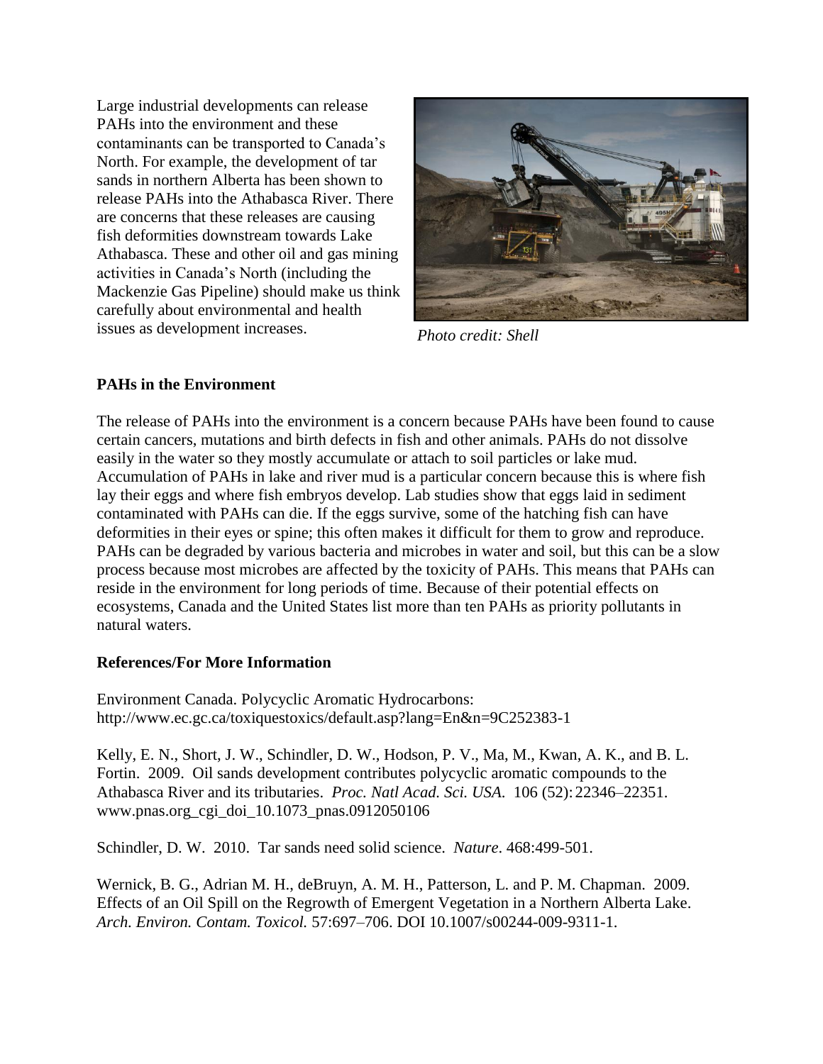Large industrial developments can release PAHs into the environment and these contaminants can be transported to Canada's North. For example, the development of tar sands in northern Alberta has been shown to release PAHs into the Athabasca River. There are concerns that these releases are causing fish deformities downstream towards Lake Athabasca. These and other oil and gas mining activities in Canada's North (including the Mackenzie Gas Pipeline) should make us think carefully about environmental and health issues as development increases.

*Photo credit: Shell*

**PAHs in the Environment**

The release of PAHs into the environment is a concern because PAHs have been found to cause certain cancers, mutations and birth defects in fish and other animals. PAHs do not dissolve easily in the water so they mostly accumulate or attach to soil particles or lake mud. Accumulation of PAHs in lake and river mud is a particular concern because this is where fish lay their eggs and where fish embryos develop. Lab studies show that eggs laid in sediment contaminated with PAHs can die. If the eggs survive, some of the hatching fish can have deformities in their eyes or spine; this often makes it difficult for them to grow and reproduce. PAHs can be degraded by various bacteria and microbes in water and soil, but this can be a slow process because most microbes are affected by the toxicity of PAHs. This means that PAHs can reside in the environment for long periods of time. Because of their potential effects on ecosystems, Canada and the United States list more than ten PAHs as priority pollutants in natural waters.

**References/For More Information**

Environment Canada. Polycyclic Aromatic Hydrocarbons: http://www.ec.gc.ca/toxiquestoxics/default.asp?lang=En&n=9C252383-1

Kelly, E. N., Short, J. W., Schindler, D. W., Hodson, P. V., Ma, M., Kwan, A. K., and B. L. Fortin. 2009. Oil sands development contributes polycyclic aromatic compounds to the Athabasca River and its tributaries. *Proc. Natl Acad. Sci. USA.* 106 (52): 22346–22351. www.pnas.org_cgi_doi_10.1073_pnas.0912050106

Schindler, D. W. 2010. Tar sands need solid science. *Nature*. 468:499-501.

Wernick, B. G., Adrian M. H., deBruyn, A. M. H., Patterson, L. and P. M. Chapman. 2009. Effects of an Oil Spill on the Regrowth of Emergent Vegetation in a Northern Alberta Lake. *Arch. Environ. Contam. Toxicol.* 57:697–706. DOI 10.1007/s00244-009-9311-1.